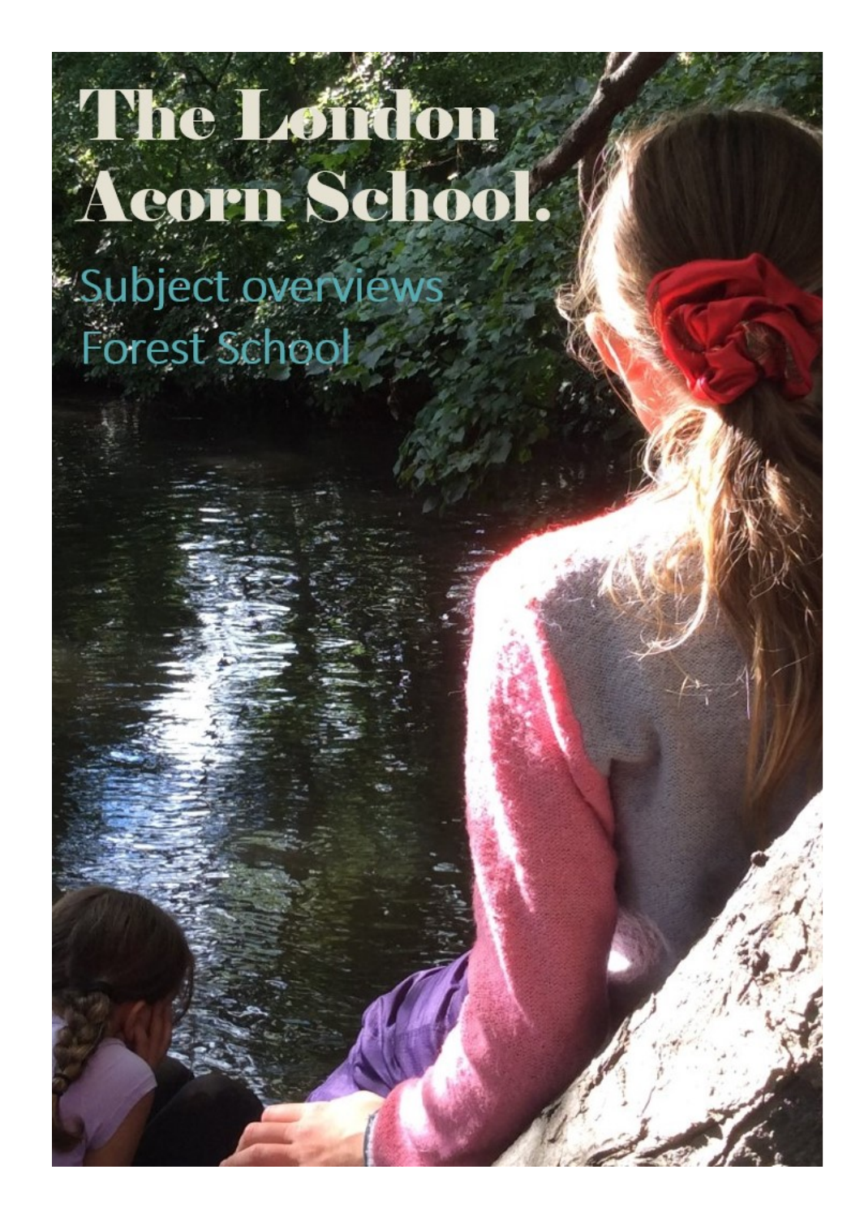# The London Acorn School.

## Subject overviews
## Forest School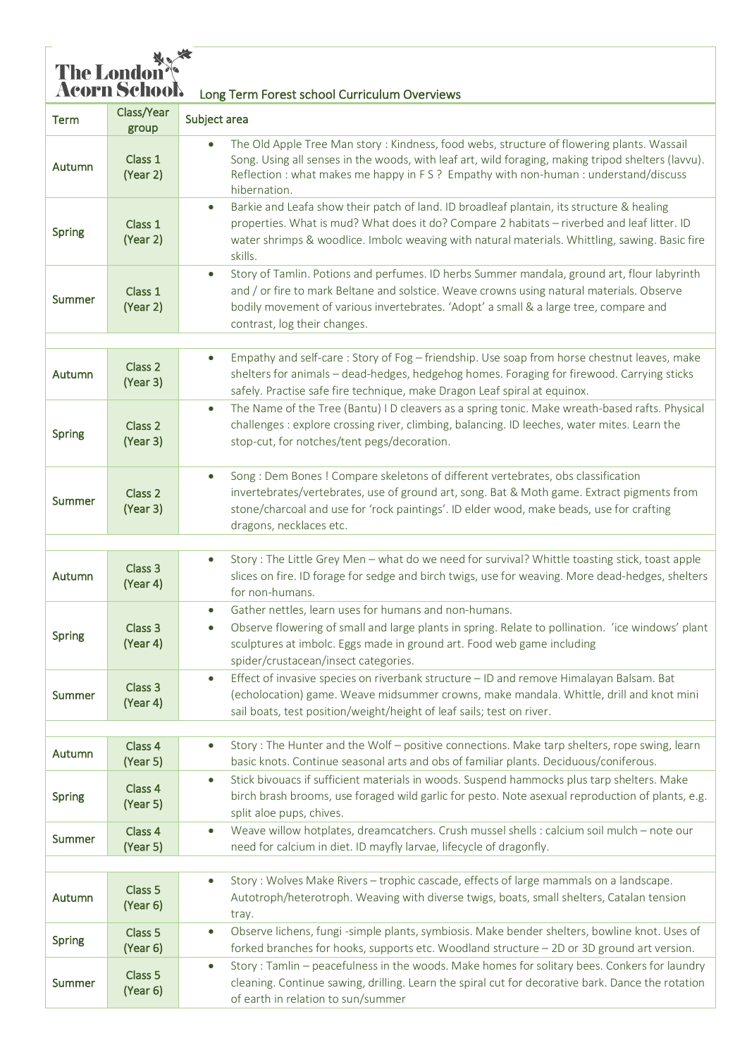The London Acorn School. Long Term Forest school Curriculum Overviews

| Term | Class/Year group | Subject area |
|---|---|---|
| Autumn | Class 1 (Year 2) | • The Old Apple Tree Man story : Kindness, food webs, structure of flowering plants. Wassail Song. Using all senses in the woods, with leaf art, wild foraging, making tripod shelters (lavvu). Reflection : what makes me happy in F S ? Empathy with non-human : understand/discuss hibernation. |
| Spring | Class 1 (Year 2) | • Barkie and Leafa show their patch of land. ID broadleaf plantain, its structure & healing properties. What is mud? What does it do? Compare 2 habitats – riverbed and leaf litter. ID water shrimps & woodlice. Imbolc weaving with natural materials. Whittling, sawing. Basic fire skills. |
| Summer | Class 1 (Year 2) | • Story of Tamlin. Potions and perfumes. ID herbs Summer mandala, ground art, flour labyrinth and / or fire to mark Beltane and solstice. Weave crowns using natural materials. Observe bodily movement of various invertebrates. 'Adopt' a small & a large tree, compare and contrast, log their changes. |
| | | |
| Autumn | Class 2 (Year 3) | • Empathy and self-care : Story of Fog – friendship. Use soap from horse chestnut leaves, make shelters for animals – dead-hedges, hedgehog homes. Foraging for firewood. Carrying sticks safely. Practise safe fire technique, make Dragon Leaf spiral at equinox. |
| Spring | Class 2 (Year 3) | • The Name of the Tree (Bantu) I D cleavers as a spring tonic. Make wreath-based rafts. Physical challenges : explore crossing river, climbing, balancing. ID leeches, water mites. Learn the stop-cut, for notches/tent pegs/decoration. |
| Summer | Class 2 (Year 3) | • Song : Dem Bones ! Compare skeletons of different vertebrates, obs classification invertebrates/vertebrates, use of ground art, song. Bat & Moth game. Extract pigments from stone/charcoal and use for 'rock paintings'. ID elder wood, make beads, use for crafting dragons, necklaces etc. |
| | | |
| Autumn | Class 3 (Year 4) | • Story : The Little Grey Men – what do we need for survival? Whittle toasting stick, toast apple slices on fire. ID forage for sedge and birch twigs, use for weaving. More dead-hedges, shelters for non-humans. |
| Spring | Class 3 (Year 4) | • Gather nettles, learn uses for humans and non-humans.<br>• Observe flowering of small and large plants in spring. Relate to pollination. 'ice windows' plant sculptures at imbolc. Eggs made in ground art. Food web game including spider/crustacean/insect categories. |
| Summer | Class 3 (Year 4) | • Effect of invasive species on riverbank structure – ID and remove Himalayan Balsam. Bat (echolocation) game. Weave midsummer crowns, make mandala. Whittle, drill and knot mini sail boats, test position/weight/height of leaf sails; test on river. |
| | | |
| Autumn | Class 4 (Year 5) | • Story : The Hunter and the Wolf – positive connections. Make tarp shelters, rope swing, learn basic knots. Continue seasonal arts and obs of familiar plants. Deciduous/coniferous. |
| Spring | Class 4 (Year 5) | • Stick bivouacs if sufficient materials in woods. Suspend hammocks plus tarp shelters. Make birch brash brooms, use foraged wild garlic for pesto. Note asexual reproduction of plants, e.g. split aloe pups, chives. |
| Summer | Class 4 (Year 5) | • Weave willow hotplates, dreamcatchers. Crush mussel shells : calcium soil mulch – note our need for calcium in diet. ID mayfly larvae, lifecycle of dragonfly. |
| | | |
| Autumn | Class 5 (Year 6) | • Story : Wolves Make Rivers – trophic cascade, effects of large mammals on a landscape. Autotroph/heterotroph. Weaving with diverse twigs, boats, small shelters, Catalan tension tray. |
| Spring | Class 5 (Year 6) | • Observe lichens, fungi -simple plants, symbiosis. Make bender shelters, bowline knot. Uses of forked branches for hooks, supports etc. Woodland structure – 2D or 3D ground art version. |
| Summer | Class 5 (Year 6) | • Story : Tamlin – peacefulness in the woods. Make homes for solitary bees. Conkers for laundry cleaning. Continue sawing, drilling. Learn the spiral cut for decorative bark. Dance the rotation of earth in relation to sun/summer |